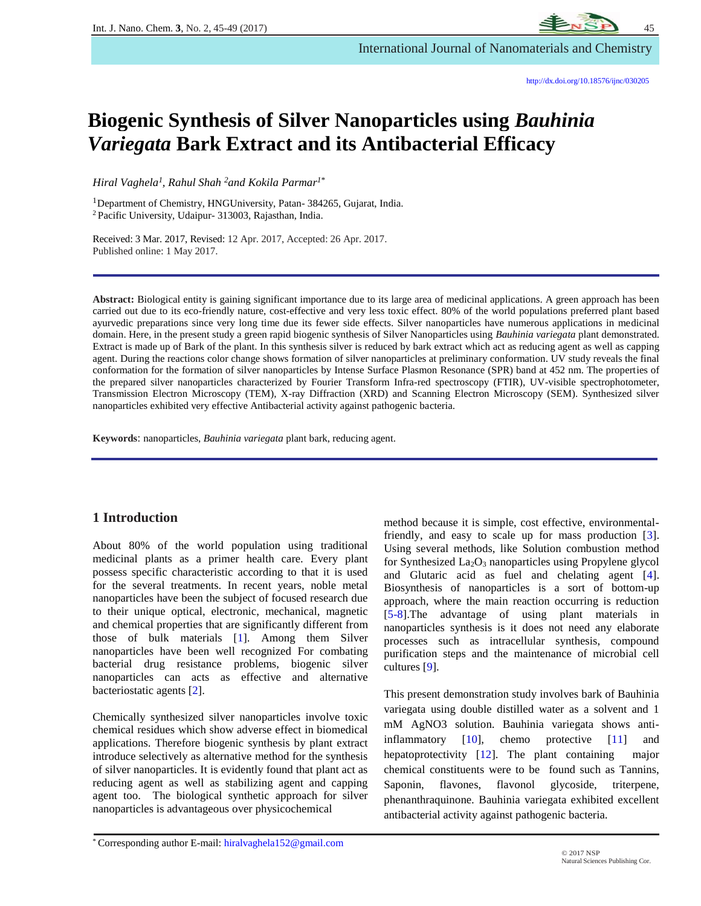http://dx.doi.org/10.18576/ijnc/030205

# Biogenic Synthesis of Silver Nanoparticles using *Bauhinia Variegata* Bark Extract and its Antibacterial Efficacy

*Hiral Vaghela[1], Rahul Shah [2] and Kokila Parmar[1*]*

[1] Department of Chemistry, HNGUniversity, Patan- 384265, Gujarat, India.
[2] Pacific University, Udaipur- 313003, Rajasthan, India.

Received: 3 Mar. 2017, Revised: 12 Apr. 2017, Accepted: 26 Apr. 2017.
Published online: 1 May 2017.

**Abstract:** Biological entity is gaining significant importance due to its large area of medicinal applications. A green approach has been carried out due to its eco-friendly nature, cost-effective and very less toxic effect. 80% of the world populations preferred plant based ayurvedic preparations since very long time due its fewer side effects. Silver nanoparticles have numerous applications in medicinal domain. Here, in the present study a green rapid biogenic synthesis of Silver Nanoparticles using *Bauhinia variegata* plant demonstrated. Extract is made up of Bark of the plant. In this synthesis silver is reduced by bark extract which act as reducing agent as well as capping agent. During the reactions color change shows formation of silver nanoparticles at preliminary conformation. UV study reveals the final conformation for the formation of silver nanoparticles by Intense Surface Plasmon Resonance (SPR) band at 452 nm. The properties of the prepared silver nanoparticles characterized by Fourier Transform Infra-red spectroscopy (FTIR), UV-visible spectrophotometer, Transmission Electron Microscopy (TEM), X-ray Diffraction (XRD) and Scanning Electron Microscopy (SEM). Synthesized silver nanoparticles exhibited very effective Antibacterial activity against pathogenic bacteria.

**Keywords**: nanoparticles, *Bauhinia variegata* plant bark, reducing agent.

## 1 Introduction

About 80% of the world population using traditional medicinal plants as a primer health care. Every plant possess specific characteristic according to that it is used for the several treatments. In recent years, noble metal nanoparticles have been the subject of focused research due to their unique optical, electronic, mechanical, magnetic and chemical properties that are significantly different from those of bulk materials [1]. Among them Silver nanoparticles have been well recognized For combating bacterial drug resistance problems, biogenic silver nanoparticles can acts as effective and alternative bacteriostatic agents [2].

Chemically synthesized silver nanoparticles involve toxic chemical residues which show adverse effect in biomedical applications. Therefore biogenic synthesis by plant extract introduce selectively as alternative method for the synthesis of silver nanoparticles. It is evidently found that plant act as reducing agent as well as stabilizing agent and capping agent too. The biological synthetic approach for silver nanoparticles is advantageous over physicochemical method because it is simple, cost effective, environmental-friendly, and easy to scale up for mass production [3]. Using several methods, like Solution combustion method for Synthesized $La_2O_3$ nanoparticles using Propylene glycol and Glutaric acid as fuel and chelating agent [4]. Biosynthesis of nanoparticles is a sort of bottom-up approach, where the main reaction occurring is reduction [5-8].The advantage of using plant materials in nanoparticles synthesis is it does not need any elaborate processes such as intracellular synthesis, compound purification steps and the maintenance of microbial cell cultures [9].

This present demonstration study involves bark of Bauhinia variegata using double distilled water as a solvent and 1 mM AgNO3 solution. Bauhinia variegata shows anti-inflammatory [10], chemo protective [11] and hepatoprotectivity [12]. The plant containing major chemical constituents were to be found such as Tannins, Saponin, flavones, flavonol glycoside, triterpene, phenanthraquinone. Bauhinia variegata exhibited excellent antibacterial activity against pathogenic bacteria.

* Corresponding author E-mail: hiralvaghela152@gmail.com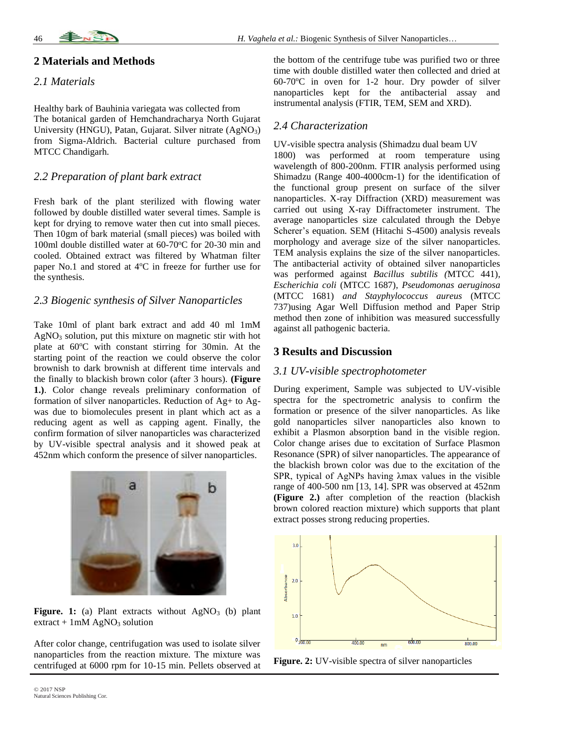## 2 Materials and Methods

### *2.1 Materials*

Healthy bark of Bauhinia variegata was collected from The botanical garden of Hemchandracharya North Gujarat University (HNGU), Patan, Gujarat. Silver nitrate ($AgNO_3$) from Sigma-Aldrich. Bacterial culture purchased from MTCC Chandigarh.

### *2.2 Preparation of plant bark extract*

Fresh bark of the plant sterilized with flowing water followed by double distilled water several times. Sample is kept for drying to remove water then cut into small pieces. Then 10gm of bark material (small pieces) was boiled with 100ml double distilled water at 60-70°C for 20-30 min and cooled. Obtained extract was filtered by Whatman filter paper No.1 and stored at 4°C in freeze for further use for the synthesis.

### *2.3 Biogenic synthesis of Silver Nanoparticles*

Take 10ml of plant bark extract and add 40 ml 1mM $AgNO_3$ solution, put this mixture on magnetic stir with hot plate at 60°C with constant stirring for 30min. At the starting point of the reaction we could observe the color brownish to dark brownish at different time intervals and the finally to blackish brown color (after 3 hours). **(Figure 1.)**. Color change reveals preliminary conformation of formation of silver nanoparticles. Reduction of Ag+ to Ag- was due to biomolecules present in plant which act as a reducing agent as well as capping agent. Finally, the confirm formation of silver nanoparticles was characterized by UV-visible spectral analysis and it showed peak at 452nm which conform the presence of silver nanoparticles.

**Figure. 1:** (a) Plant extracts without $AgNO_3$ (b) plant extract + 1mM $AgNO_3$ solution

After color change, centrifugation was used to isolate silver nanoparticles from the reaction mixture. The mixture was centrifuged at 6000 rpm for 10-15 min. Pellets observed at the bottom of the centrifuge tube was purified two or three time with double distilled water then collected and dried at 60-70°C in oven for 1-2 hour. Dry powder of silver nanoparticles kept for the antibacterial assay and instrumental analysis (FTIR, TEM, SEM and XRD).

### *2.4 Characterization*

UV-visible spectra analysis (Shimadzu dual beam UV 1800) was performed at room temperature using wavelength of 800-200nm. FTIR analysis performed using Shimadzu (Range 400-4000cm-1) for the identification of the functional group present on surface of the silver nanoparticles. X-ray Diffraction (XRD) measurement was carried out using X-ray Diffractometer instrument. The average nanoparticles size calculated through the Debye Scherer's equation. SEM (Hitachi S-4500) analysis reveals morphology and average size of the silver nanoparticles. TEM analysis explains the size of the silver nanoparticles. The antibacterial activity of obtained silver nanoparticles was performed against *Bacillus subtilis (*MTCC 441), *Escherichia coli* (MTCC 1687), *Pseudomonas aeruginosa* (MTCC 1681) *and Stayphylococcus aureus* (MTCC 737)using Agar Well Diffusion method and Paper Strip method then zone of inhibition was measured successfully against all pathogenic bacteria.

## 3 Results and Discussion

### *3.1 UV-visible spectrophotometer*

During experiment, Sample was subjected to UV-visible spectra for the spectrometric analysis to confirm the formation or presence of the silver nanoparticles. As like gold nanoparticles silver nanoparticles also known to exhibit a Plasmon absorption band in the visible region. Color change arises due to excitation of Surface Plasmon Resonance (SPR) of silver nanoparticles. The appearance of the blackish brown color was due to the excitation of the SPR, typical of AgNPs having $\lambda$max values in the visible range of 400-500 nm [13, 14]. SPR was observed at 452nm **(Figure 2.)** after completion of the reaction (blackish brown colored reaction mixture) which supports that plant extract posses strong reducing properties.

**Figure. 2:** UV-visible spectra of silver nanoparticles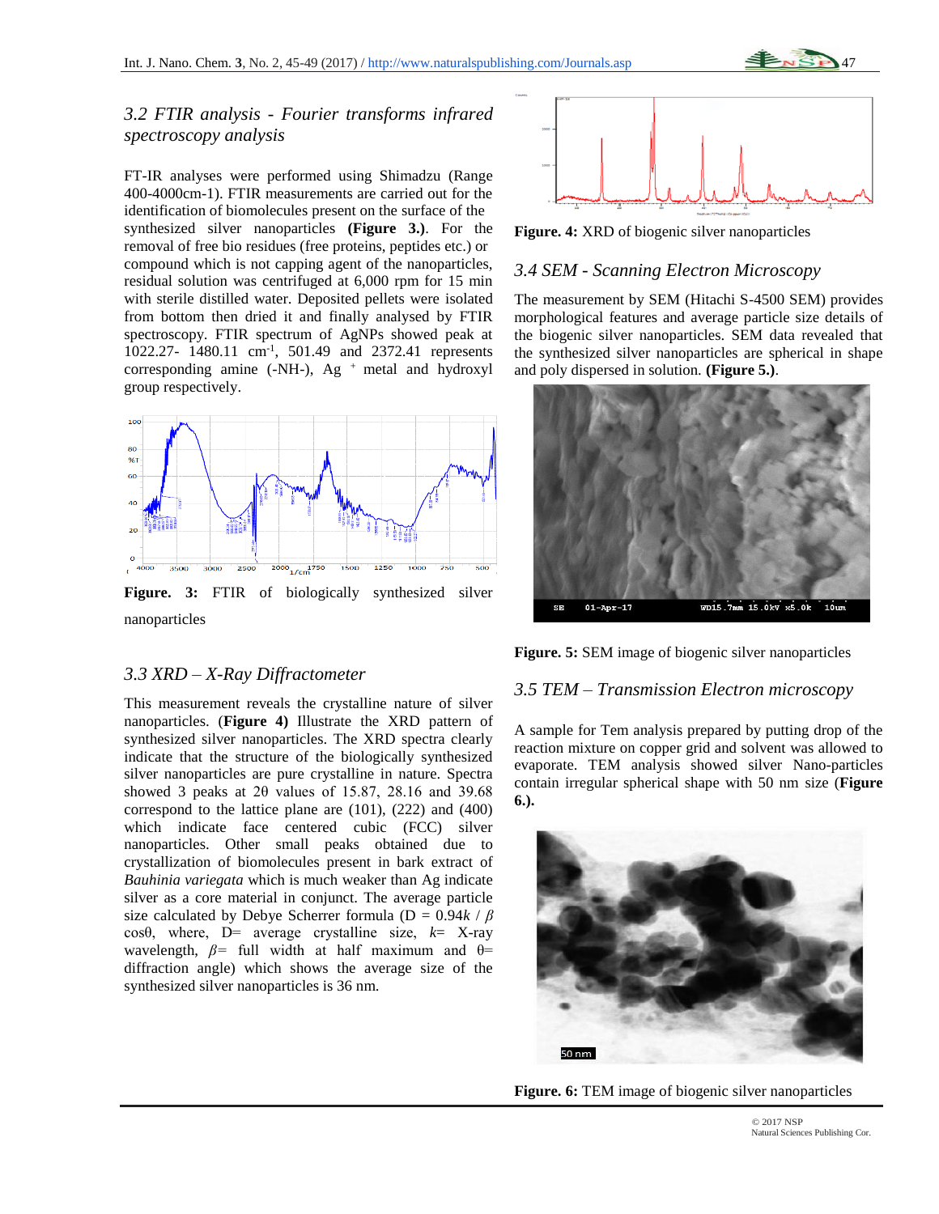### 3.2 FTIR analysis - Fourier transforms infrared spectroscopy analysis

FT-IR analyses were performed using Shimadzu (Range 400-4000cm-1). FTIR measurements are carried out for the identification of biomolecules present on the surface of the synthesized silver nanoparticles **(Figure 3.)**. For the removal of free bio residues (free proteins, peptides etc.) or compound which is not capping agent of the nanoparticles, residual solution was centrifuged at 6,000 rpm for 15 min with sterile distilled water. Deposited pellets were isolated from bottom then dried it and finally analysed by FTIR spectroscopy. FTIR spectrum of AgNPs showed peak at 1022.27- 1480.11 $cm^{-1}$, 501.49 and 2372.41 represents corresponding amine (-NH-), $Ag^{+}$ metal and hydroxyl group respectively.

**Figure. 3:** FTIR of biologically synthesized silver nanoparticles

### 3.3 XRD – X-Ray Diffractometer

This measurement reveals the crystalline nature of silver nanoparticles. (**Figure 4)** Illustrate the XRD pattern of synthesized silver nanoparticles. The XRD spectra clearly indicate that the structure of the biologically synthesized silver nanoparticles are pure crystalline in nature. Spectra showed 3 peaks at 2θ values of 15.87, 28.16 and 39.68 correspond to the lattice plane are (101), (222) and (400) which indicate face centered cubic (FCC) silver nanoparticles. Other small peaks obtained due to crystallization of biomolecules present in bark extract of *Bauhinia variegata* which is much weaker than Ag indicate silver as a core material in conjunct. The average particle size calculated by Debye Scherrer formula ($D = 0.94k / \beta \cos\theta$, where, D= average crystalline size, $k$= X-ray wavelength, $\beta$= full width at half maximum and θ= diffraction angle) which shows the average size of the synthesized silver nanoparticles is 36 nm.

**Figure. 4:** XRD of biogenic silver nanoparticles

### 3.4 SEM - Scanning Electron Microscopy

The measurement by SEM (Hitachi S-4500 SEM) provides morphological features and average particle size details of the biogenic silver nanoparticles. SEM data revealed that the synthesized silver nanoparticles are spherical in shape and poly dispersed in solution. **(Figure 5.)**.

**Figure. 5:** SEM image of biogenic silver nanoparticles

### 3.5 TEM – Transmission Electron microscopy

A sample for Tem analysis prepared by putting drop of the reaction mixture on copper grid and solvent was allowed to evaporate. TEM analysis showed silver Nano-particles contain irregular spherical shape with 50 nm size (**Figure 6.).**

**Figure. 6:** TEM image of biogenic silver nanoparticles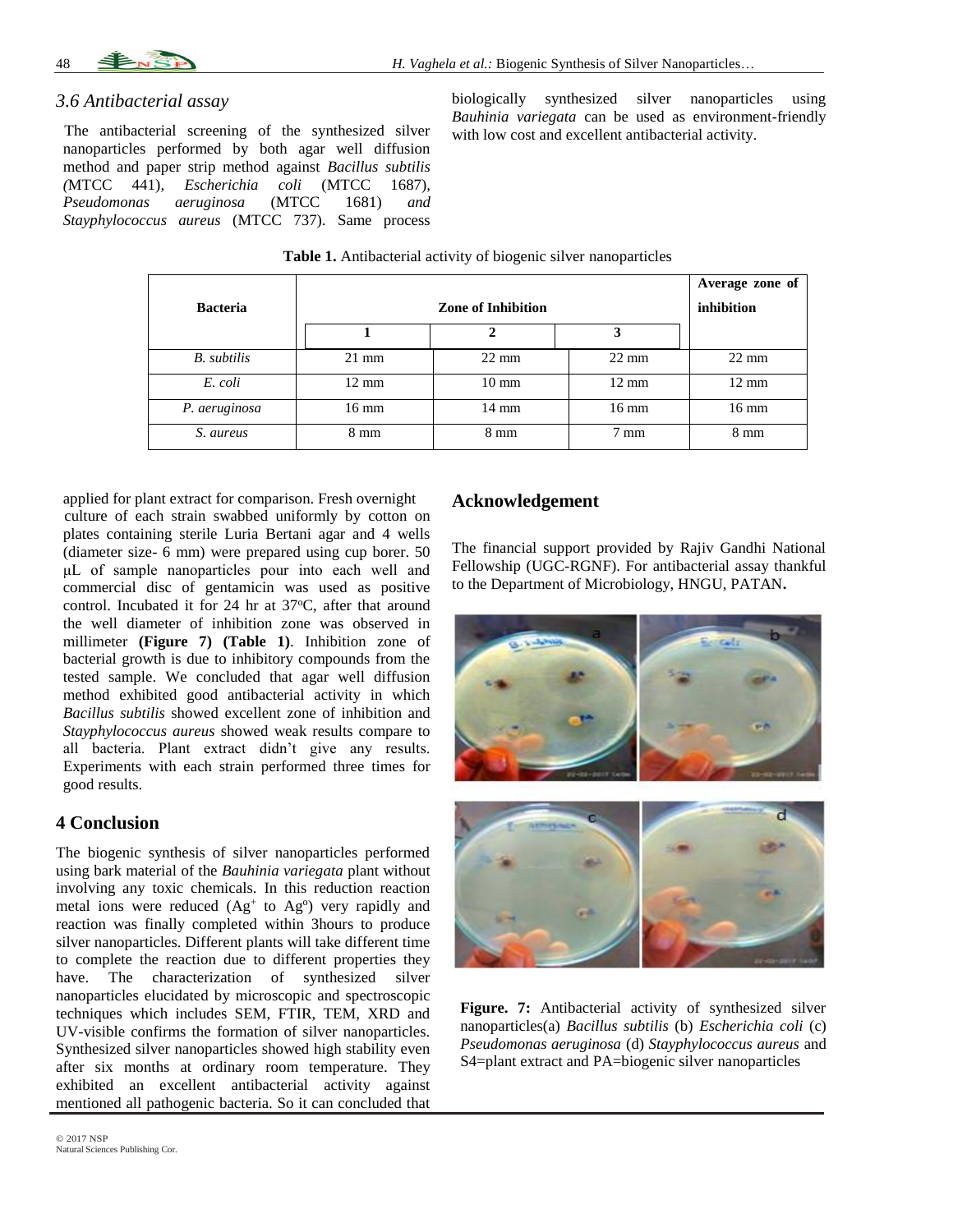### 3.6 Antibacterial assay

The antibacterial screening of the synthesized silver nanoparticles performed by both agar well diffusion method and paper strip method against *Bacillus subtilis (*MTCC 441), *Escherichia coli* (MTCC 1687), *Pseudomonas aeruginosa* (MTCC 1681) *and Stayphylococcus aureus* (MTCC 737). Same process applied for plant extract for comparison. Fresh overnight culture of each strain swabbed uniformly by cotton on plates containing sterile Luria Bertani agar and 4 wells (diameter size- 6 mm) were prepared using cup borer. 50 μL of sample nanoparticles pour into each well and commercial disc of gentamicin was used as positive control. Incubated it for 24 hr at 37°C, after that around the well diameter of inhibition zone was observed in millimeter **(Figure 7) (Table 1)**. Inhibition zone of bacterial growth is due to inhibitory compounds from the tested sample. We concluded that agar well diffusion method exhibited good antibacterial activity in which *Bacillus subtilis* showed excellent zone of inhibition and *Stayphylococcus aureus* showed weak results compare to all bacteria. Plant extract didn't give any results. Experiments with each strain performed three times for good results.

**Table 1.** Antibacterial activity of biogenic silver nanoparticles

| Bacteria | Zone of Inhibition | | | Average zone of inhibition |
|---|---|---|---|---|
| | 1 | 2 | 3 | |
| *B. subtilis* | 21 mm | 22 mm | 22 mm | 22 mm |
| *E. coli* | 12 mm | 10 mm | 12 mm | 12 mm |
| *P. aeruginosa* | 16 mm | 14 mm | 16 mm | 16 mm |
| *S. aureus* | 8 mm | 8 mm | 7 mm | 8 mm |

## 4 Conclusion

The biogenic synthesis of silver nanoparticles performed using bark material of the *Bauhinia variegata* plant without involving any toxic chemicals. In this reduction reaction metal ions were reduced ($Ag^+$ to $Ag^o$) very rapidly and reaction was finally completed within 3hours to produce silver nanoparticles. Different plants will take different time to complete the reaction due to different properties they have. The characterization of synthesized silver nanoparticles elucidated by microscopic and spectroscopic techniques which includes SEM, FTIR, TEM, XRD and UV-visible confirms the formation of silver nanoparticles. Synthesized silver nanoparticles showed high stability even after six months at ordinary room temperature. They exhibited an excellent antibacterial activity against mentioned all pathogenic bacteria. So it can concluded that biologically synthesized silver nanoparticles using *Bauhinia variegata* can be used as environment-friendly with low cost and excellent antibacterial activity.

## Acknowledgement

The financial support provided by Rajiv Gandhi National Fellowship (UGC-RGNF). For antibacterial assay thankful to the Department of Microbiology, HNGU, PATAN**.**

**Figure. 7:** Antibacterial activity of synthesized silver nanoparticles(a) *Bacillus subtilis* (b) *Escherichia coli* (c) *Pseudomonas aeruginosa* (d) *Stayphylococcus aureus* and S4=plant extract and PA=biogenic silver nanoparticles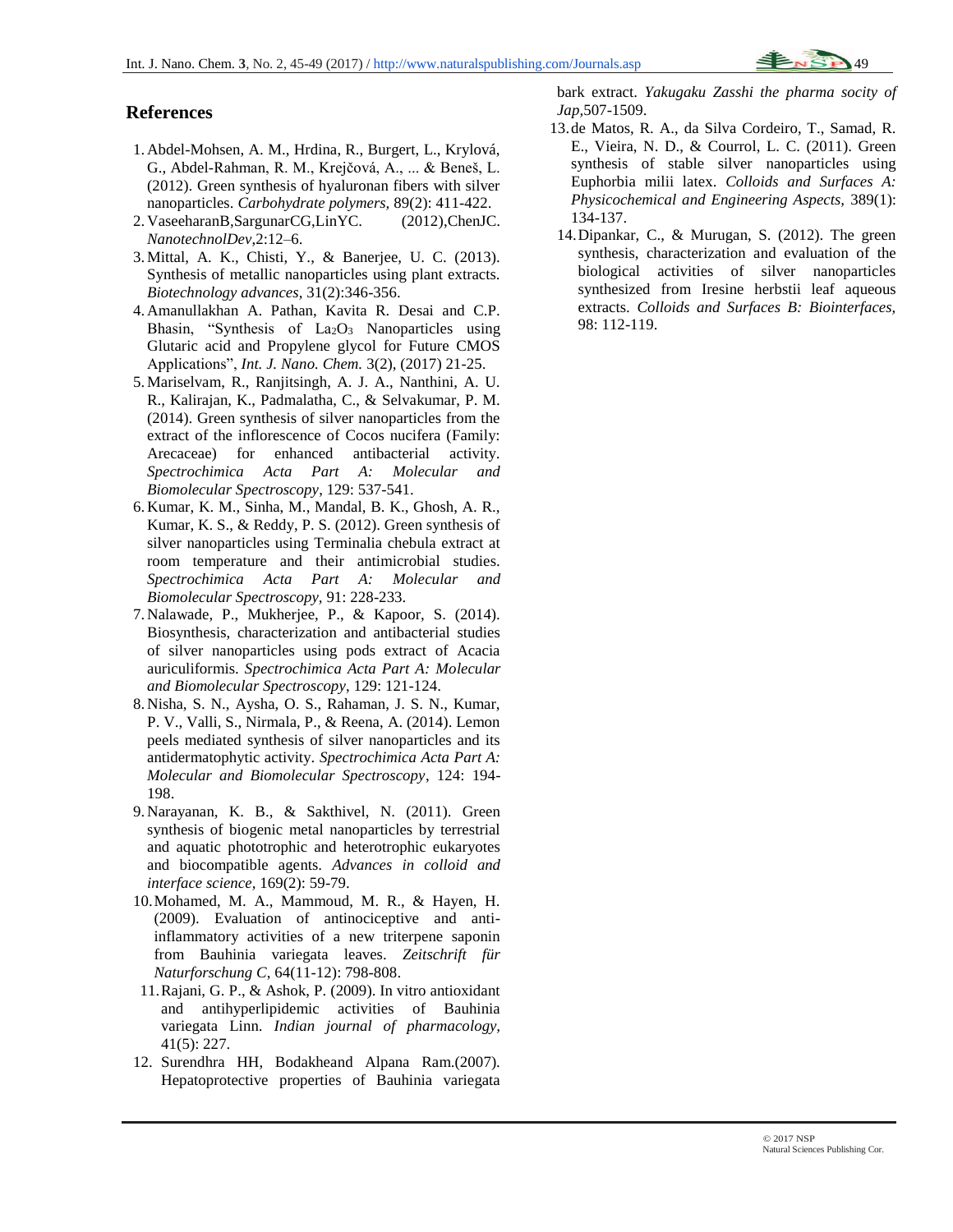## References

1. Abdel-Mohsen, A. M., Hrdina, R., Burgert, L., Krylová, G., Abdel-Rahman, R. M., Krejčová, A., ... & Beneš, L. (2012). Green synthesis of hyaluronan fibers with silver nanoparticles. *Carbohydrate polymers,* 89(2): 411-422.
2. VaseeharanB,SargunarCG,LinYC. (2012),ChenJC. *NanotechnolDev*,2:12–6.
3. Mittal, A. K., Chisti, Y., & Banerjee, U. C. (2013). Synthesis of metallic nanoparticles using plant extracts. *Biotechnology advances*, 31(2):346-356.
4. Amanullakhan A. Pathan, Kavita R. Desai and C.P. Bhasin, "Synthesis of $La_2O_3$ Nanoparticles using Glutaric acid and Propylene glycol for Future CMOS Applications", *Int. J. Nano. Chem.* 3(2), (2017) 21-25.
5. Mariselvam, R., Ranjitsingh, A. J. A., Nanthini, A. U. R., Kalirajan, K., Padmalatha, C., & Selvakumar, P. M. (2014). Green synthesis of silver nanoparticles from the extract of the inflorescence of Cocos nucifera (Family: Arecaceae) for enhanced antibacterial activity. *Spectrochimica Acta Part A: Molecular and Biomolecular Spectroscopy*, 129: 537-541.
6. Kumar, K. M., Sinha, M., Mandal, B. K., Ghosh, A. R., Kumar, K. S., & Reddy, P. S. (2012). Green synthesis of silver nanoparticles using Terminalia chebula extract at room temperature and their antimicrobial studies. *Spectrochimica Acta Part A: Molecular and Biomolecular Spectroscopy*, 91: 228-233.
7. Nalawade, P., Mukherjee, P., & Kapoor, S. (2014). Biosynthesis, characterization and antibacterial studies of silver nanoparticles using pods extract of Acacia auriculiformis. *Spectrochimica Acta Part A: Molecular and Biomolecular Spectroscopy*, 129: 121-124.
8. Nisha, S. N., Aysha, O. S., Rahaman, J. S. N., Kumar, P. V., Valli, S., Nirmala, P., & Reena, A. (2014). Lemon peels mediated synthesis of silver nanoparticles and its antidermatophytic activity. *Spectrochimica Acta Part A: Molecular and Biomolecular Spectroscopy*, 124: 194-198.
9. Narayanan, K. B., & Sakthivel, N. (2011). Green synthesis of biogenic metal nanoparticles by terrestrial and aquatic phototrophic and heterotrophic eukaryotes and biocompatible agents. *Advances in colloid and interface science,* 169(2): 59-79.
10. Mohamed, M. A., Mammoud, M. R., & Hayen, H. (2009). Evaluation of antinociceptive and anti-inflammatory activities of a new triterpene saponin from Bauhinia variegata leaves. *Zeitschrift für Naturforschung C*, 64(11-12): 798-808.
11. Rajani, G. P., & Ashok, P. (2009). In vitro antioxidant and antihyperlipidemic activities of Bauhinia variegata Linn. *Indian journal of pharmacology*, 41(5): 227.
12. Surendhra HH, Bodakheand Alpana Ram.(2007). Hepatoprotective properties of Bauhinia variegata bark extract. *Yakugaku Zasshi the pharma socity of Jap,*507-1509.
13. de Matos, R. A., da Silva Cordeiro, T., Samad, R. E., Vieira, N. D., & Courrol, L. C. (2011). Green synthesis of stable silver nanoparticles using Euphorbia milii latex. *Colloids and Surfaces A: Physicochemical and Engineering Aspects,* 389(1): 134-137.
14. Dipankar, C., & Murugan, S. (2012). The green synthesis, characterization and evaluation of the biological activities of silver nanoparticles synthesized from Iresine herbstii leaf aqueous extracts. *Colloids and Surfaces B: Biointerfaces,* 98: 112-119.